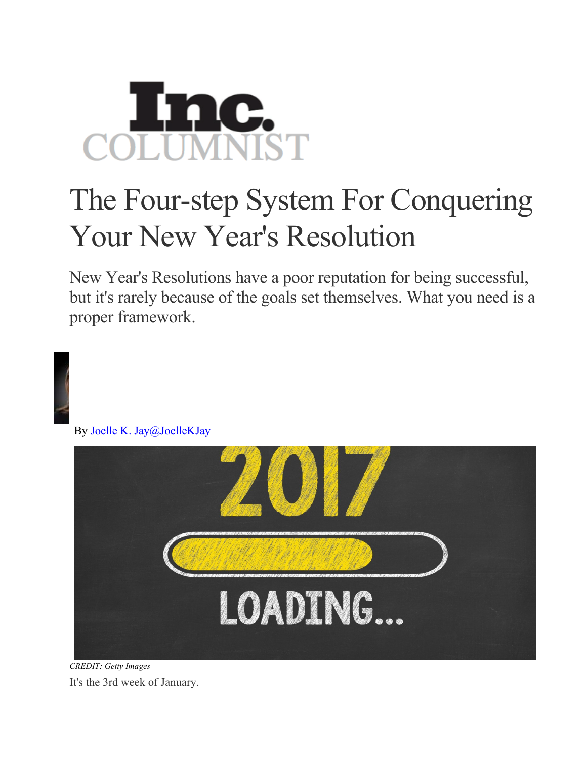Inc. COLUMNIST

# The Four-step System For Conquering Your New Year's Resolution

New Year's Resolutions have a poor reputation for being successful, but it's rarely because of the goals set themselves. What you need is a proper framework.

By Joelle K. Jay@JoelleKJay

*CREDIT: Getty Images*

It's the 3rd week of January.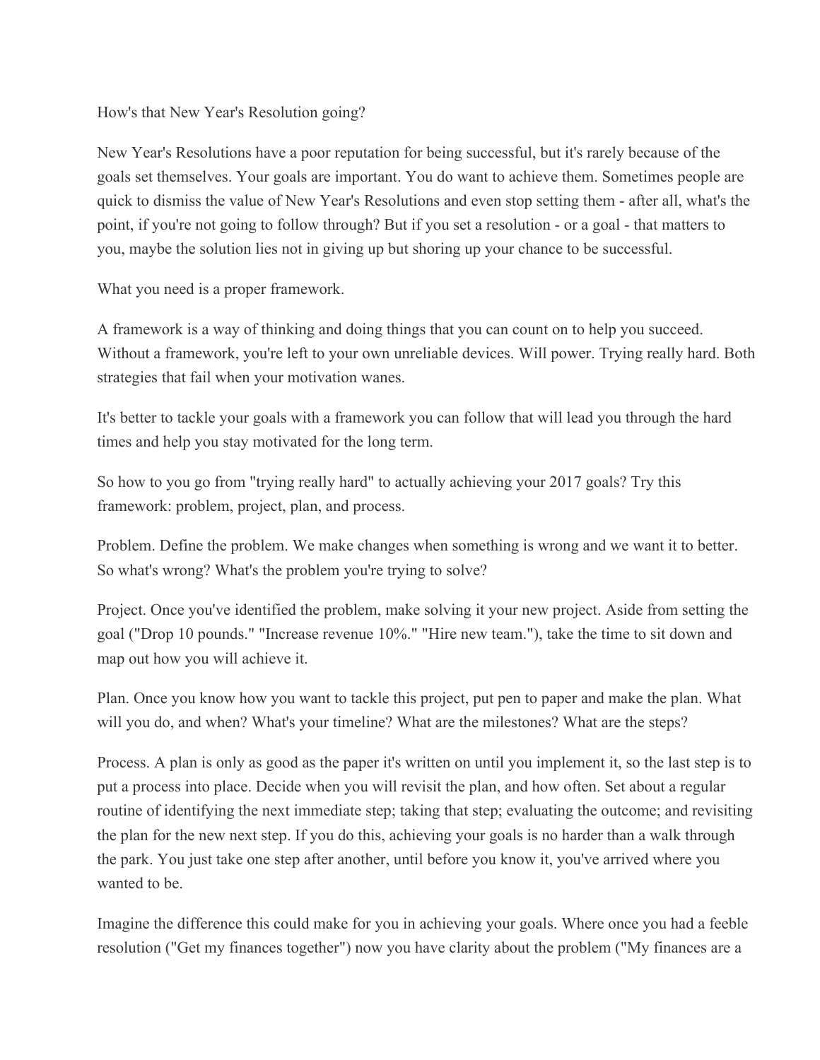How's that New Year's Resolution going?

New Year's Resolutions have a poor reputation for being successful, but it's rarely because of the goals set themselves. Your goals are important. You do want to achieve them. Sometimes people are quick to dismiss the value of New Year's Resolutions and even stop setting them - after all, what's the point, if you're not going to follow through? But if you set a resolution - or a goal - that matters to you, maybe the solution lies not in giving up but shoring up your chance to be successful.

What you need is a proper framework.

A framework is a way of thinking and doing things that you can count on to help you succeed. Without a framework, you're left to your own unreliable devices. Will power. Trying really hard. Both strategies that fail when your motivation wanes.

It's better to tackle your goals with a framework you can follow that will lead you through the hard times and help you stay motivated for the long term.

So how to you go from "trying really hard" to actually achieving your 2017 goals? Try this framework: problem, project, plan, and process.

Problem. Define the problem. We make changes when something is wrong and we want it to better. So what's wrong? What's the problem you're trying to solve?

Project. Once you've identified the problem, make solving it your new project. Aside from setting the goal ("Drop 10 pounds." "Increase revenue 10%." "Hire new team."), take the time to sit down and map out how you will achieve it.

Plan. Once you know how you want to tackle this project, put pen to paper and make the plan. What will you do, and when? What's your timeline? What are the milestones? What are the steps?

Process. A plan is only as good as the paper it's written on until you implement it, so the last step is to put a process into place. Decide when you will revisit the plan, and how often. Set about a regular routine of identifying the next immediate step; taking that step; evaluating the outcome; and revisiting the plan for the new next step. If you do this, achieving your goals is no harder than a walk through the park. You just take one step after another, until before you know it, you've arrived where you wanted to be.

Imagine the difference this could make for you in achieving your goals. Where once you had a feeble resolution ("Get my finances together") now you have clarity about the problem ("My finances are a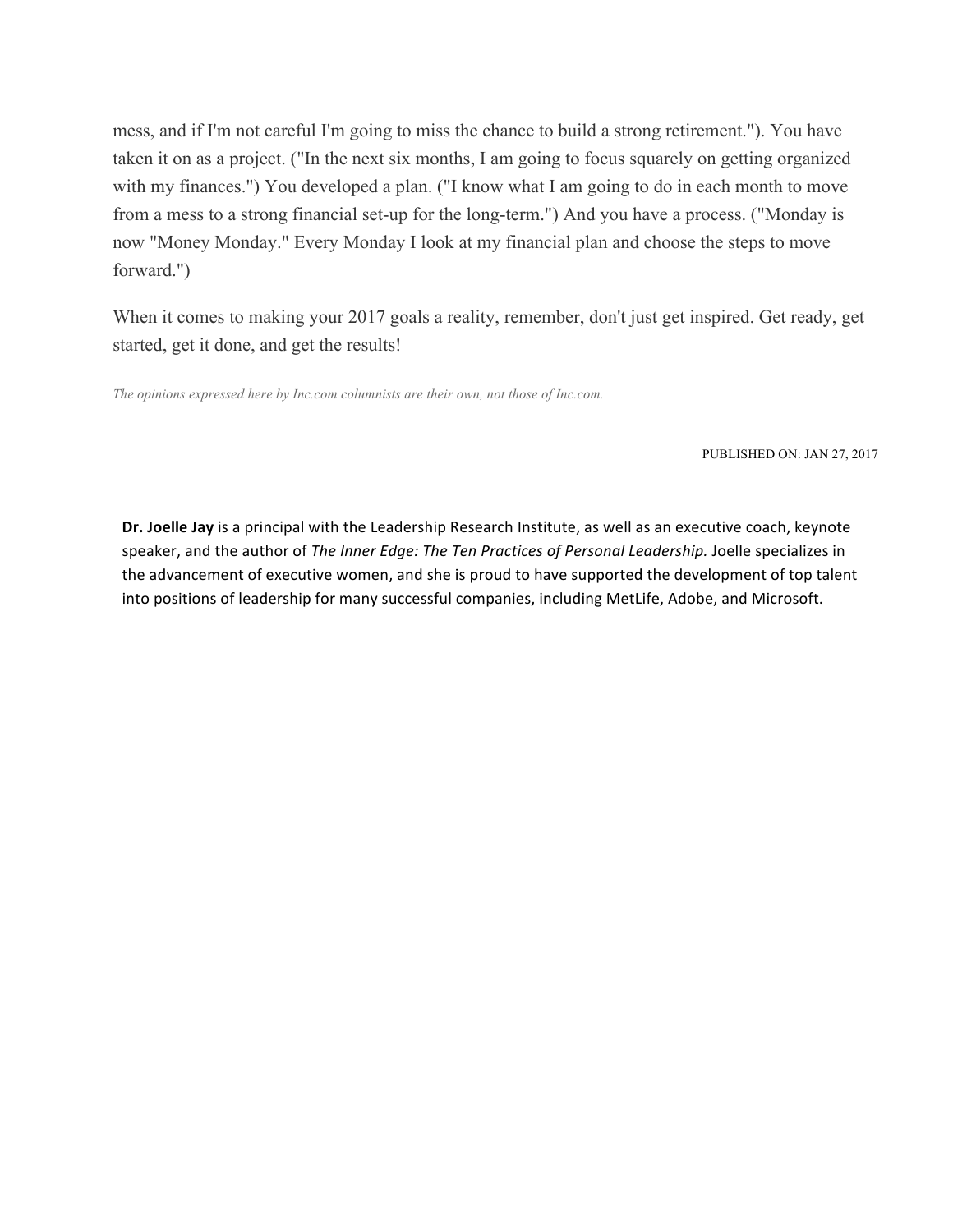mess, and if I'm not careful I'm going to miss the chance to build a strong retirement."). You have taken it on as a project. ("In the next six months, I am going to focus squarely on getting organized with my finances.") You developed a plan. ("I know what I am going to do in each month to move from a mess to a strong financial set-up for the long-term.") And you have a process. ("Monday is now "Money Monday." Every Monday I look at my financial plan and choose the steps to move forward.")

When it comes to making your 2017 goals a reality, remember, don't just get inspired. Get ready, get started, get it done, and get the results!

*The opinions expressed here by Inc.com columnists are their own, not those of Inc.com.*

PUBLISHED ON: JAN 27, 2017

**Dr. Joelle Jay** is a principal with the Leadership Research Institute, as well as an executive coach, keynote speaker, and the author of *The Inner Edge: The Ten Practices of Personal Leadership.* Joelle specializes in the advancement of executive women, and she is proud to have supported the development of top talent into positions of leadership for many successful companies, including MetLife, Adobe, and Microsoft.